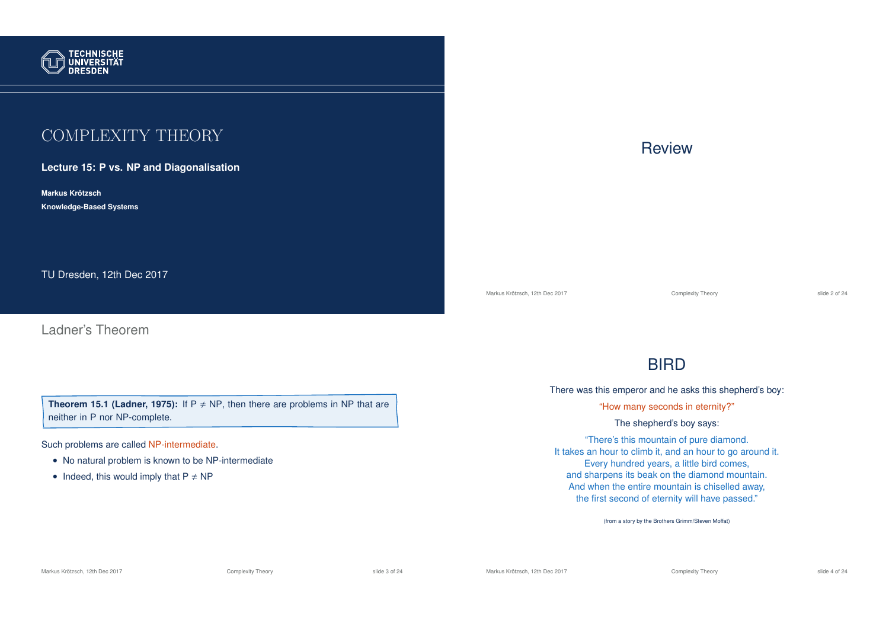TECHNISCHE UNIVERSITÄT DRESDEN

# COMPLEXITY THEORY

**Lecture 15: P vs. NP and Diagonalisation**

**Markus Krötzsch**

**Knowledge-Based Systems**

TU Dresden, 12th Dec 2017

# Review

## Ladner's Theorem

**Theorem 15.1 (Ladner, 1975):** If P ≠ NP, then there are problems in NP that are neither in P nor NP-complete.

Such problems are called NP-intermediate.

- No natural problem is known to be NP-intermediate
- Indeed, this would imply that P ≠ NP

## BIRD

There was this emperor and he asks this shepherd's boy:

"How many seconds in eternity?"

The shepherd's boy says:

"There's this mountain of pure diamond.
It takes an hour to climb it, and an hour to go around it.
Every hundred years, a little bird comes,
and sharpens its beak on the diamond mountain.
And when the entire mountain is chiselled away,
the first second of eternity will have passed."

(from a story by the Brothers Grimm/Steven Moffat)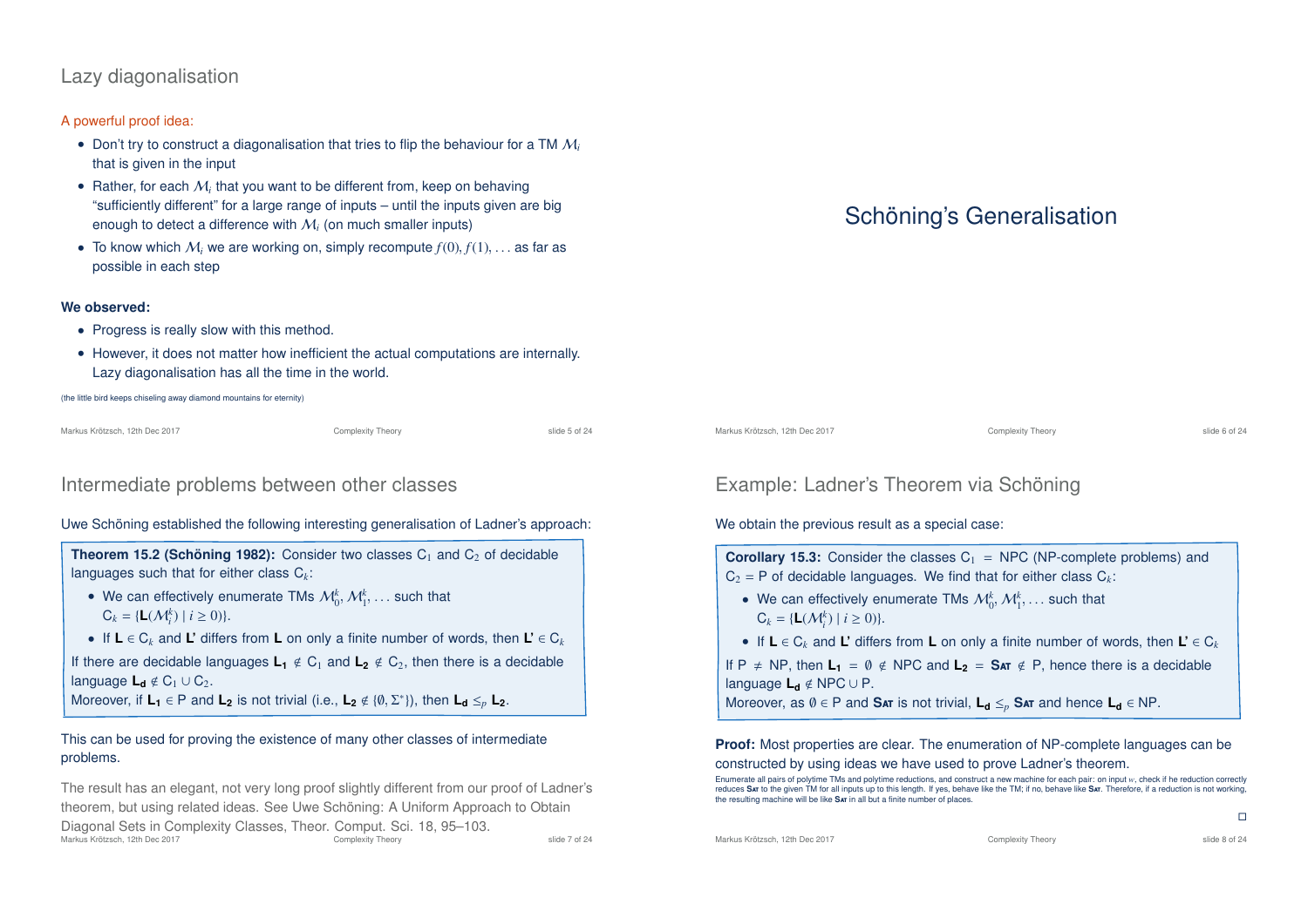## Lazy diagonalisation

A powerful proof idea:

- Don't try to construct a diagonalisation that tries to flip the behaviour for a TM $\mathcal{M}_i$ that is given in the input
- Rather, for each $\mathcal{M}_i$ that you want to be different from, keep on behaving "sufficiently different" for a large range of inputs – until the inputs given are big enough to detect a difference with $\mathcal{M}_i$ (on much smaller inputs)
- To know which $\mathcal{M}_i$ we are working on, simply recompute $f(0), f(1), \ldots$ as far as possible in each step

**We observed:**

- Progress is really slow with this method.
- However, it does not matter how inefficient the actual computations are internally. Lazy diagonalisation has all the time in the world.

(the little bird keeps chiseling away diamond mountains for eternity)

# Schöning's Generalisation

## Intermediate problems between other classes

Uwe Schöning established the following interesting generalisation of Ladner's approach:

**Theorem 15.2 (Schöning 1982):** Consider two classes $C_1$ and $C_2$ of decidable languages such that for either class $C_k$:

- We can effectively enumerate TMs $\mathcal{M}_0^k, \mathcal{M}_1^k, \ldots$ such that $C_k = \{\mathbf{L}(\mathcal{M}_i^k) \mid i \geq 0)\}$.
- If $\mathbf{L} \in C_k$ and $\mathbf{L'}$ differs from $\mathbf{L}$ on only a finite number of words, then $\mathbf{L'} \in C_k$

If there are decidable languages $\mathbf{L_1} \notin C_1$ and $\mathbf{L_2} \notin C_2$, then there is a decidable language $\mathbf{L_d} \notin C_1 \cup C_2$.
Moreover, if $\mathbf{L_1} \in P$ and $\mathbf{L_2}$ is not trivial (i.e., $\mathbf{L_2} \notin \{\emptyset, \Sigma^*\}$), then $\mathbf{L_d} \leq_p \mathbf{L_2}$.

This can be used for proving the existence of many other classes of intermediate problems.

The result has an elegant, not very long proof slightly different from our proof of Ladner's theorem, but using related ideas. See Uwe Schöning: A Uniform Approach to Obtain Diagonal Sets in Complexity Classes, Theor. Comput. Sci. 18, 95–103.

## Example: Ladner's Theorem via Schöning

We obtain the previous result as a special case:

**Corollary 15.3:** Consider the classes $C_1$ = NPC (NP-complete problems) and $C_2$ = P of decidable languages. We find that for either class $C_k$:

- We can effectively enumerate TMs $\mathcal{M}_0^k, \mathcal{M}_1^k, \ldots$ such that $C_k = \{\mathbf{L}(\mathcal{M}_i^k) \mid i \geq 0)\}$.
- If $\mathbf{L} \in C_k$ and $\mathbf{L'}$ differs from $\mathbf{L}$ on only a finite number of words, then $\mathbf{L'} \in C_k$

If P $\neq$ NP, then $\mathbf{L_1} = \emptyset \notin$ NPC and $\mathbf{L_2}$ = **Sat** $\notin$ P, hence there is a decidable language $\mathbf{L_d} \notin$ NPC $\cup$ P.
Moreover, as $\emptyset \in$ P and **Sat** is not trivial, $\mathbf{L_d} \leq_p$ **Sat** and hence $\mathbf{L_d} \in$ NP.

**Proof:** Most properties are clear. The enumeration of NP-complete languages can be constructed by using ideas we have used to prove Ladner's theorem.

Enumerate all pairs of polytime TMs and polytime reductions, and construct a new machine for each pair: on input $w$, check if he reduction correctly reduces **Sat** to the given TM for all inputs up to this length. If yes, behave like the TM; if no, behave like **Sat**. Therefore, if a reduction is not working, the resulting machine will be like **Sat** in all but a finite number of places.

□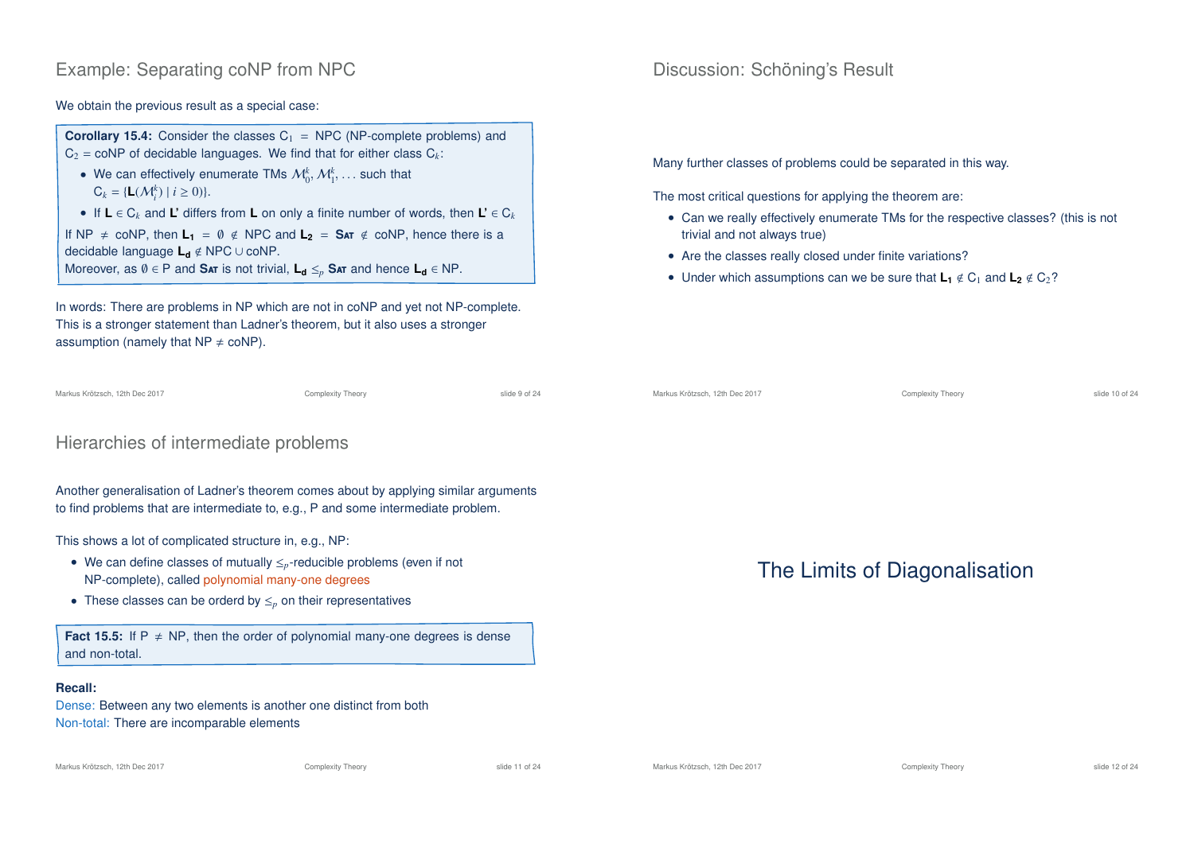## Example: Separating coNP from NPC

We obtain the previous result as a special case:

**Corollary 15.4:** Consider the classes $C_1$ = NPC (NP-complete problems) and $C_2$ = coNP of decidable languages. We find that for either class $C_k$:

- We can effectively enumerate TMs $\mathcal{M}_0^k, \mathcal{M}_1^k, \ldots$ such that $C_k = \{\mathbf{L}(\mathcal{M}_i^k) \mid i \geq 0)\}$.
- If $\mathbf{L} \in C_k$ and $\mathbf{L'}$ differs from $\mathbf{L}$ on only a finite number of words, then $\mathbf{L'} \in C_k$

If NP $\neq$ coNP, then $\mathbf{L_1} = \emptyset \notin$ NPC and $\mathbf{L_2}$ = **Sat** $\notin$ coNP, hence there is a decidable language $\mathbf{L_d} \notin$ NPC $\cup$ coNP.
Moreover, as $\emptyset \in$ P and **Sat** is not trivial, $\mathbf{L_d} \leq_p$ **Sat** and hence $\mathbf{L_d} \in$ NP.

In words: There are problems in NP which are not in coNP and yet not NP-complete. This is a stronger statement than Ladner's theorem, but it also uses a stronger assumption (namely that NP $\neq$ coNP).

## Discussion: Schöning's Result

Many further classes of problems could be separated in this way.

The most critical questions for applying the theorem are:

- Can we really effectively enumerate TMs for the respective classes? (this is not trivial and not always true)
- Are the classes really closed under finite variations?
- Under which assumptions can we be sure that $\mathbf{L_1} \notin C_1$ and $\mathbf{L_2} \notin C_2$?

## Hierarchies of intermediate problems

Another generalisation of Ladner's theorem comes about by applying similar arguments to find problems that are intermediate to, e.g., P and some intermediate problem.

This shows a lot of complicated structure in, e.g., NP:

- We can define classes of mutually $\leq_p$-reducible problems (even if not NP-complete), called polynomial many-one degrees
- These classes can be orderd by $\leq_p$ on their representatives

**Fact 15.5:** If P $\neq$ NP, then the order of polynomial many-one degrees is dense and non-total.

**Recall:**
Dense: Between any two elements is another one distinct from both
Non-total: There are incomparable elements

# The Limits of Diagonalisation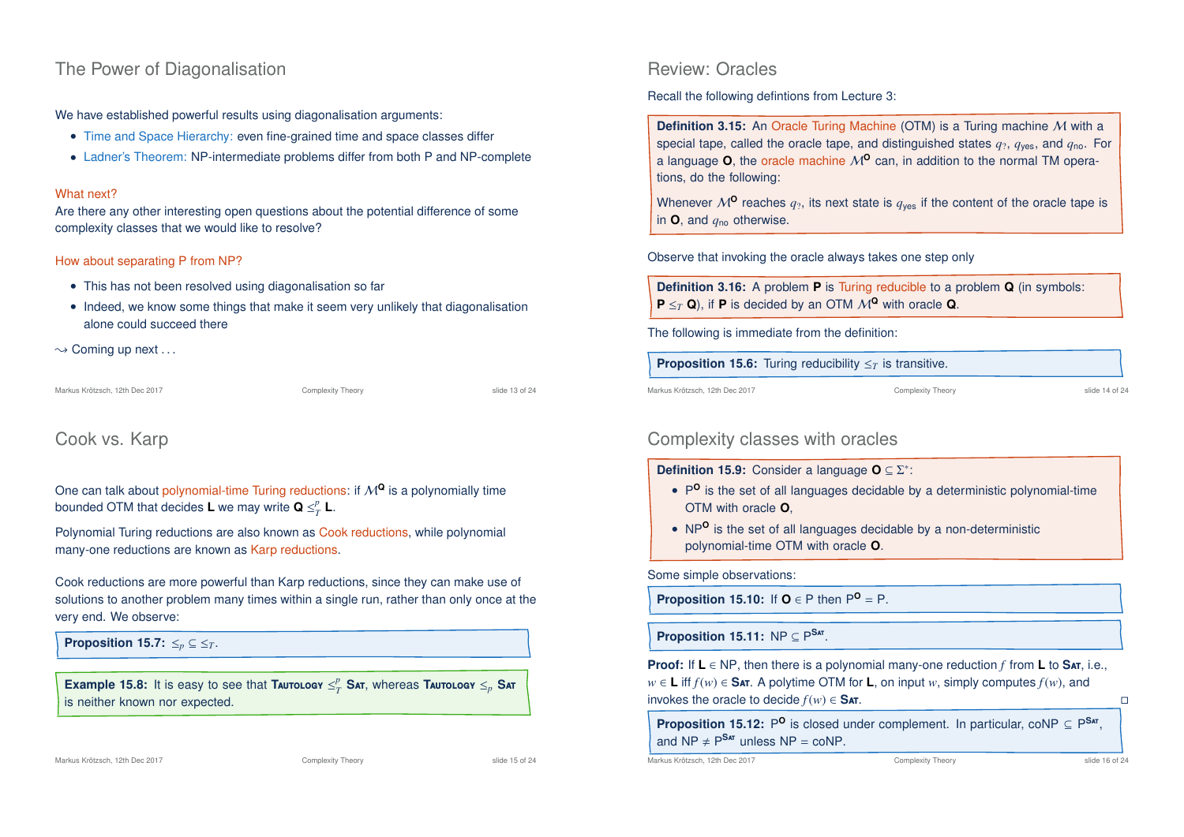## The Power of Diagonalisation

We have established powerful results using diagonalisation arguments:

- Time and Space Hierarchy: even fine-grained time and space classes differ
- Ladner's Theorem: NP-intermediate problems differ from both P and NP-complete

What next?
Are there any other interesting open questions about the potential difference of some complexity classes that we would like to resolve?

How about separating P from NP?

- This has not been resolved using diagonalisation so far
- Indeed, we know some things that make it seem very unlikely that diagonalisation alone could succeed there

$\leadsto$ Coming up next . . .

## Review: Oracles

Recall the following defintions from Lecture 3:

**Definition 3.15:** An Oracle Turing Machine (OTM) is a Turing machine $\mathcal{M}$ with a special tape, called the oracle tape, and distinguished states $q_?$, $q_{\text{yes}}$, and $q_{\text{no}}$. For a language **O**, the oracle machine $\mathcal{M}^{\mathbf{O}}$ can, in addition to the normal TM operations, do the following:

Whenever $\mathcal{M}^{\mathbf{O}}$ reaches $q_?$, its next state is $q_{\text{yes}}$ if the content of the oracle tape is in **O**, and $q_{\text{no}}$ otherwise.

Observe that invoking the oracle always takes one step only

**Definition 3.16:** A problem **P** is Turing reducible to a problem **Q** (in symbols: **P** $\leq_T$ **Q**), if **P** is decided by an OTM $\mathcal{M}^{\mathbf{Q}}$ with oracle **Q**.

The following is immediate from the definition:

**Proposition 15.6:** Turing reducibility $\leq_T$ is transitive.

## Cook vs. Karp

One can talk about polynomial-time Turing reductions: if $\mathcal{M}^{\mathbf{Q}}$ is a polynomially time bounded OTM that decides **L** we may write **Q** $\leq_T^p$ **L**.

Polynomial Turing reductions are also known as Cook reductions, while polynomial many-one reductions are known as Karp reductions.

Cook reductions are more powerful than Karp reductions, since they can make use of solutions to another problem many times within a single run, rather than only once at the very end. We observe:

**Proposition 15.7:** $\leq_p \subseteq \leq_T$.

**Example 15.8:** It is easy to see that **Tautology** $\leq_T^p$ **Sat**, whereas **Tautology** $\leq_p$ **Sat** is neither known nor expected.

## Complexity classes with oracles

**Definition 15.9:** Consider a language $\mathbf{O} \subseteq \Sigma^*$:

- $\text{P}^{\mathbf{O}}$ is the set of all languages decidable by a deterministic polynomial-time OTM with oracle **O**,
- $\text{NP}^{\mathbf{O}}$ is the set of all languages decidable by a non-deterministic polynomial-time OTM with oracle **O**.

Some simple observations:

**Proposition 15.10:** If $\mathbf{O} \in \text{P}$ then $\text{P}^{\mathbf{O}} = \text{P}$.

**Proposition 15.11:** $\text{NP} \subseteq \text{P}^{\textsc{Sat}}$.

**Proof:** If $\mathbf{L} \in \text{NP}$, then there is a polynomial many-one reduction $f$ from **L** to **Sat**, i.e., $w \in \mathbf{L}$ iff $f(w) \in$ **Sat**. A polytime OTM for **L**, on input $w$, simply computes $f(w)$, and invokes the oracle to decide $f(w) \in$ **Sat**. □

**Proposition 15.12:** $\text{P}^{\mathbf{O}}$ is closed under complement. In particular, $\text{coNP} \subseteq \text{P}^{\textsc{Sat}}$, and $\text{NP} \neq \text{P}^{\textsc{Sat}}$ unless NP = coNP.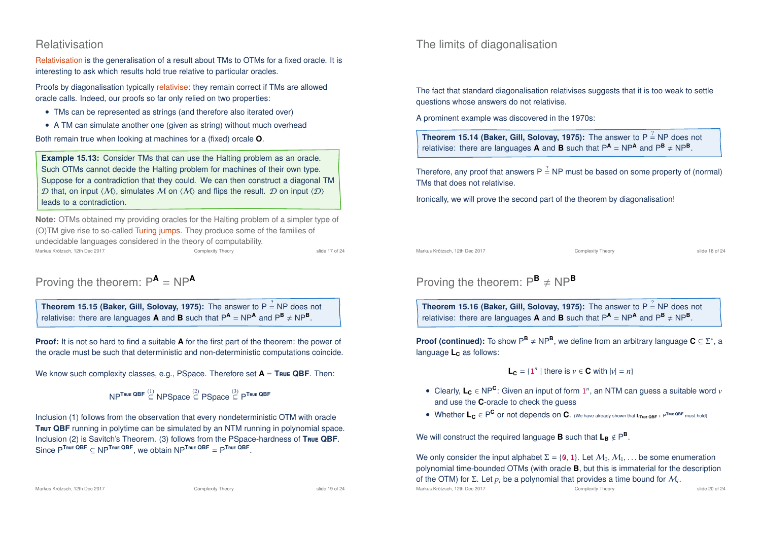## Relativisation

Relativisation is the generalisation of a result about TMs to OTMs for a fixed oracle. It is interesting to ask which results hold true relative to particular oracles.

Proofs by diagonalisation typically relativise: they remain correct if TMs are allowed oracle calls. Indeed, our proofs so far only relied on two properties:

- TMs can be represented as strings (and therefore also iterated over)
- A TM can simulate another one (given as string) without much overhead

Both remain true when looking at machines for a (fixed) orcale **O**.

**Example 15.13:** Consider TMs that can use the Halting problem as an oracle. Such OTMs cannot decide the Halting problem for machines of their own type. Suppose for a contradiction that they could. We can then construct a diagonal TM $\mathcal{D}$ that, on input $\langle\mathcal{M}\rangle$, simulates $\mathcal{M}$ on $\langle\mathcal{M}\rangle$ and flips the result. $\mathcal{D}$ on input $\langle\mathcal{D}\rangle$ leads to a contradiction.

**Note:** OTMs obtained my providing oracles for the Halting problem of a simpler type of (O)TM give rise to so-called Turing jumps. They produce some of the families of undecidable languages considered in the theory of computability.

## The limits of diagonalisation

The fact that standard diagonalisation relativises suggests that it is too weak to settle questions whose answers do not relativise.

A prominent example was discovered in the 1970s:

**Theorem 15.14 (Baker, Gill, Solovay, 1975):** The answer to $\mathrm{P} \stackrel{?}{=} \mathrm{NP}$ does not relativise: there are languages **A** and **B** such that $\mathrm{P}^{\mathbf{A}} = \mathrm{NP}^{\mathbf{A}}$ and $\mathrm{P}^{\mathbf{B}} \neq \mathrm{NP}^{\mathbf{B}}$.

Therefore, any proof that answers $\mathrm{P} \stackrel{?}{=} \mathrm{NP}$ must be based on some property of (normal) TMs that does not relativise.

Ironically, we will prove the second part of the theorem by diagonalisation!

## Proving the theorem: $\mathrm{P}^{\mathbf{A}} = \mathrm{NP}^{\mathbf{A}}$

**Theorem 15.15 (Baker, Gill, Solovay, 1975):** The answer to $\mathrm{P} \stackrel{?}{=} \mathrm{NP}$ does not relativise: there are languages **A** and **B** such that $\mathrm{P}^{\mathbf{A}} = \mathrm{NP}^{\mathbf{A}}$ and $\mathrm{P}^{\mathbf{B}} \neq \mathrm{NP}^{\mathbf{B}}$.

**Proof:** It is not so hard to find a suitable **A** for the first part of the theorem: the power of the oracle must be such that deterministic and non-deterministic computations coincide.

We know such complexity classes, e.g., PSpace. Therefore set **A** = **True QBF**. Then:

$$\mathrm{NP}^{\textbf{True QBF}} \stackrel{(1)}{\subseteq} \mathrm{NPSpace} \stackrel{(2)}{\subseteq} \mathrm{PSpace} \stackrel{(3)}{\subseteq} \mathrm{P}^{\textbf{True QBF}}$$

Inclusion (1) follows from the observation that every nondeterministic OTM with oracle **Trut QBF** running in polytime can be simulated by an NTM running in polynomial space. Inclusion (2) is Savitch's Theorem. (3) follows from the PSpace-hardness of **True QBF**. Since $\mathrm{P}^{\textbf{True QBF}} \subseteq \mathrm{NP}^{\textbf{True QBF}}$, we obtain $\mathrm{NP}^{\textbf{True QBF}} = \mathrm{P}^{\textbf{True QBF}}$.

## Proving the theorem: $\mathrm{P}^{\mathbf{B}} \neq \mathrm{NP}^{\mathbf{B}}$

**Theorem 15.16 (Baker, Gill, Solovay, 1975):** The answer to $\mathrm{P} \stackrel{?}{=} \mathrm{NP}$ does not relativise: there are languages **A** and **B** such that $\mathrm{P}^{\mathbf{A}} = \mathrm{NP}^{\mathbf{A}}$ and $\mathrm{P}^{\mathbf{B}} \neq \mathrm{NP}^{\mathbf{B}}$.

**Proof (continued):** To show $\mathrm{P}^{\mathbf{B}} \neq \mathrm{NP}^{\mathbf{B}}$, we define from an arbitrary language $\mathbf{C} \subseteq \Sigma^*$, a language $\mathbf{L_C}$ as follows:

$$\mathbf{L_C} = \{1^n \mid \text{there is } v \in \mathbf{C} \text{ with } |v| = n\}$$

- Clearly, $\mathbf{L_C} \in \mathrm{NP}^{\mathbf{C}}$: Given an input of form $1^n$, an NTM can guess a suitable word $v$ and use the **C**-oracle to check the guess
- Whether $\mathbf{L_C} \in \mathrm{P}^{\mathbf{C}}$ or not depends on **C**. (We have already shown that $\mathbf{L}_{\textbf{True QBF}} \in \mathrm{P}^{\textbf{True QBF}}$ must hold)

We will construct the required language **B** such that $\mathbf{L_B} \notin \mathrm{P}^{\mathbf{B}}$.

We only consider the input alphabet $\Sigma = \{0, 1\}$. Let $\mathcal{M}_0, \mathcal{M}_1, \ldots$ be some enumeration polynomial time-bounded OTMs (with oracle **B**, but this is immaterial for the description of the OTM) for $\Sigma$. Let $p_i$ be a polynomial that provides a time bound for $\mathcal{M}_i$.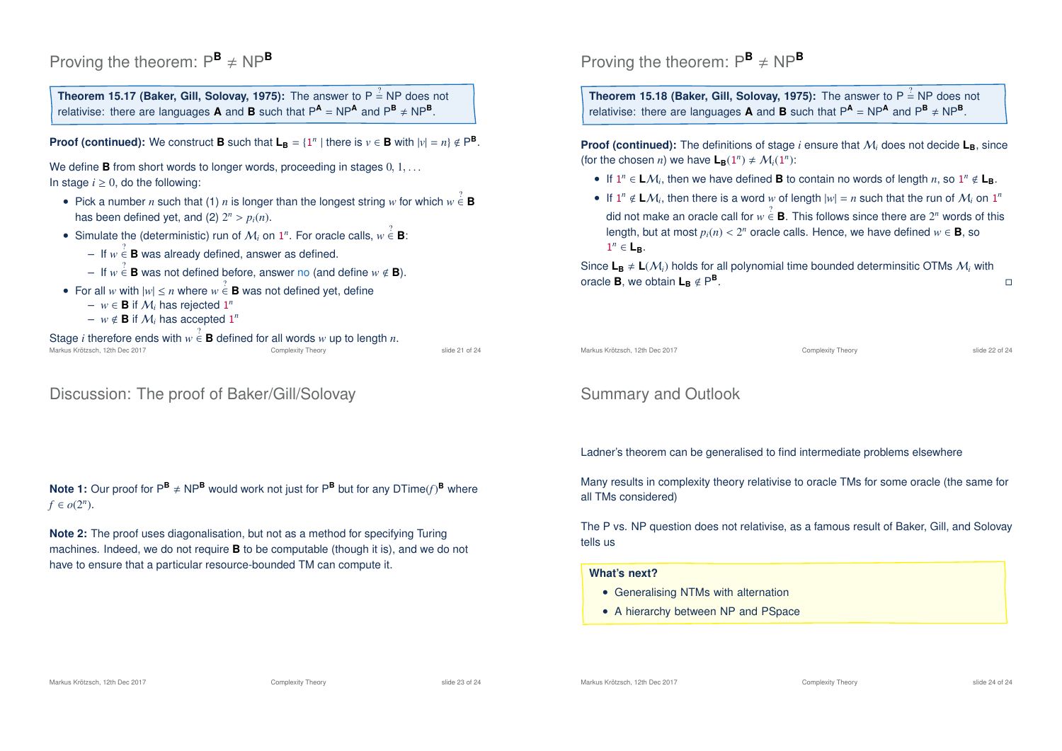## Proving the theorem: $P^{\mathbf{B}} \neq NP^{\mathbf{B}}$

**Theorem 15.17 (Baker, Gill, Solovay, 1975):** The answer to $P \stackrel{?}{=} NP$ does not relativise: there are languages **A** and **B** such that $P^{\mathbf{A}} = NP^{\mathbf{A}}$ and $P^{\mathbf{B}} \neq NP^{\mathbf{B}}$.

**Proof (continued):** We construct **B** such that $\mathbf{L_B} = \{1^n \mid \text{there is } v \in \mathbf{B} \text{ with } |v| = n\} \notin P^{\mathbf{B}}$.

We define **B** from short words to longer words, proceeding in stages $0, 1, \ldots$
In stage $i \geq 0$, do the following:

- Pick a number $n$ such that (1) $n$ is longer than the longest string $w$ for which $w \stackrel{?}{\in} \mathbf{B}$ has been defined yet, and (2) $2^n > p_i(n)$.
- Simulate the (deterministic) run of $\mathcal{M}_i$ on $1^n$. For oracle calls, $w \stackrel{?}{\in} \mathbf{B}$:
  - If $w \stackrel{?}{\in} \mathbf{B}$ was already defined, answer as defined.
  - If $w \stackrel{?}{\in} \mathbf{B}$ was not defined before, answer no (and define $w \notin \mathbf{B}$).
- For all $w$ with $|w| \leq n$ where $w \stackrel{?}{\in} \mathbf{B}$ was not defined yet, define
  - $w \in \mathbf{B}$ if $\mathcal{M}_i$ has rejected $1^n$
  - $w \notin \mathbf{B}$ if $\mathcal{M}_i$ has accepted $1^n$

Stage $i$ therefore ends with $w \stackrel{?}{\in} \mathbf{B}$ defined for all words $w$ up to length $n$.

## Proving the theorem: $P^{\mathbf{B}} \neq NP^{\mathbf{B}}$

**Theorem 15.18 (Baker, Gill, Solovay, 1975):** The answer to $P \stackrel{?}{=} NP$ does not relativise: there are languages **A** and **B** such that $P^{\mathbf{A}} = NP^{\mathbf{A}}$ and $P^{\mathbf{B}} \neq NP^{\mathbf{B}}$.

**Proof (continued):** The definitions of stage $i$ ensure that $\mathcal{M}_i$ does not decide $\mathbf{L_B}$, since (for the chosen $n$) we have $\mathbf{L_B}(1^n) \neq \mathcal{M}_i(1^n)$:

- If $1^n \in \mathbf{L}\mathcal{M}_i$, then we have defined **B** to contain no words of length $n$, so $1^n \notin \mathbf{L_B}$.
- If $1^n \notin \mathbf{L}\mathcal{M}_i$, then there is a word $w$ of length $|w| = n$ such that the run of $\mathcal{M}_i$ on $1^n$ did not make an oracle call for $w \stackrel{?}{\in} \mathbf{B}$. This follows since there are $2^n$ words of this length, but at most $p_i(n) < 2^n$ oracle calls. Hence, we have defined $w \in \mathbf{B}$, so $1^n \in \mathbf{L_B}$.

Since $\mathbf{L_B} \neq \mathbf{L}(\mathcal{M}_i)$ holds for all polynomial time bounded determinsitic OTMs $\mathcal{M}_i$ with oracle **B**, we obtain $\mathbf{L_B} \notin P^{\mathbf{B}}$. □

## Discussion: The proof of Baker/Gill/Solovay

**Note 1:** Our proof for $P^{\mathbf{B}} \neq NP^{\mathbf{B}}$ would work not just for $P^{\mathbf{B}}$ but for any $\text{DTime}(f)^{\mathbf{B}}$ where $f \in o(2^n)$.

**Note 2:** The proof uses diagonalisation, but not as a method for specifying Turing machines. Indeed, we do not require **B** to be computable (though it is), and we do not have to ensure that a particular resource-bounded TM can compute it.

## Summary and Outlook

Ladner's theorem can be generalised to find intermediate problems elsewhere

Many results in complexity theory relativise to oracle TMs for some oracle (the same for all TMs considered)

The P vs. NP question does not relativise, as a famous result of Baker, Gill, and Solovay tells us

**What's next?**

- Generalising NTMs with alternation
- A hierarchy between NP and PSpace